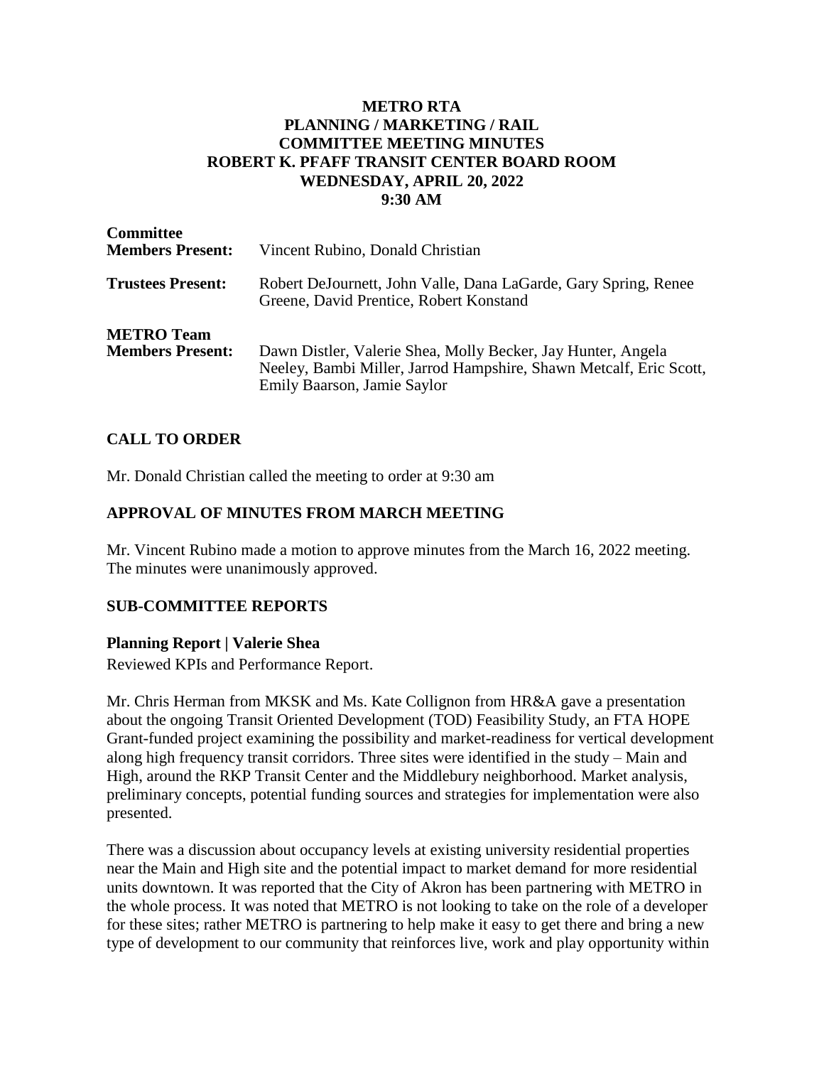# METRO RTA
# PLANNING / MARKETING / RAIL
# COMMITTEE MEETING MINUTES
# ROBERT K. PFAFF TRANSIT CENTER BOARD ROOM
# WEDNESDAY, APRIL 20, 2022
# 9:30 AM

| | |
|---|---|
| **Committee Members Present:** | Vincent Rubino, Donald Christian |
| **Trustees Present:** | Robert DeJournett, John Valle, Dana LaGarde, Gary Spring, Renee Greene, David Prentice, Robert Konstand |
| **METRO Team Members Present:** | Dawn Distler, Valerie Shea, Molly Becker, Jay Hunter, Angela Neeley, Bambi Miller, Jarrod Hampshire, Shawn Metcalf, Eric Scott, Emily Baarson, Jamie Saylor |

## CALL TO ORDER

Mr. Donald Christian called the meeting to order at 9:30 am

## APPROVAL OF MINUTES FROM MARCH MEETING

Mr. Vincent Rubino made a motion to approve minutes from the March 16, 2022 meeting. The minutes were unanimously approved.

## SUB-COMMITTEE REPORTS

### Planning Report | Valerie Shea

Reviewed KPIs and Performance Report.

Mr. Chris Herman from MKSK and Ms. Kate Collignon from HR&A gave a presentation about the ongoing Transit Oriented Development (TOD) Feasibility Study, an FTA HOPE Grant-funded project examining the possibility and market-readiness for vertical development along high frequency transit corridors. Three sites were identified in the study – Main and High, around the RKP Transit Center and the Middlebury neighborhood. Market analysis, preliminary concepts, potential funding sources and strategies for implementation were also presented.

There was a discussion about occupancy levels at existing university residential properties near the Main and High site and the potential impact to market demand for more residential units downtown. It was reported that the City of Akron has been partnering with METRO in the whole process. It was noted that METRO is not looking to take on the role of a developer for these sites; rather METRO is partnering to help make it easy to get there and bring a new type of development to our community that reinforces live, work and play opportunity within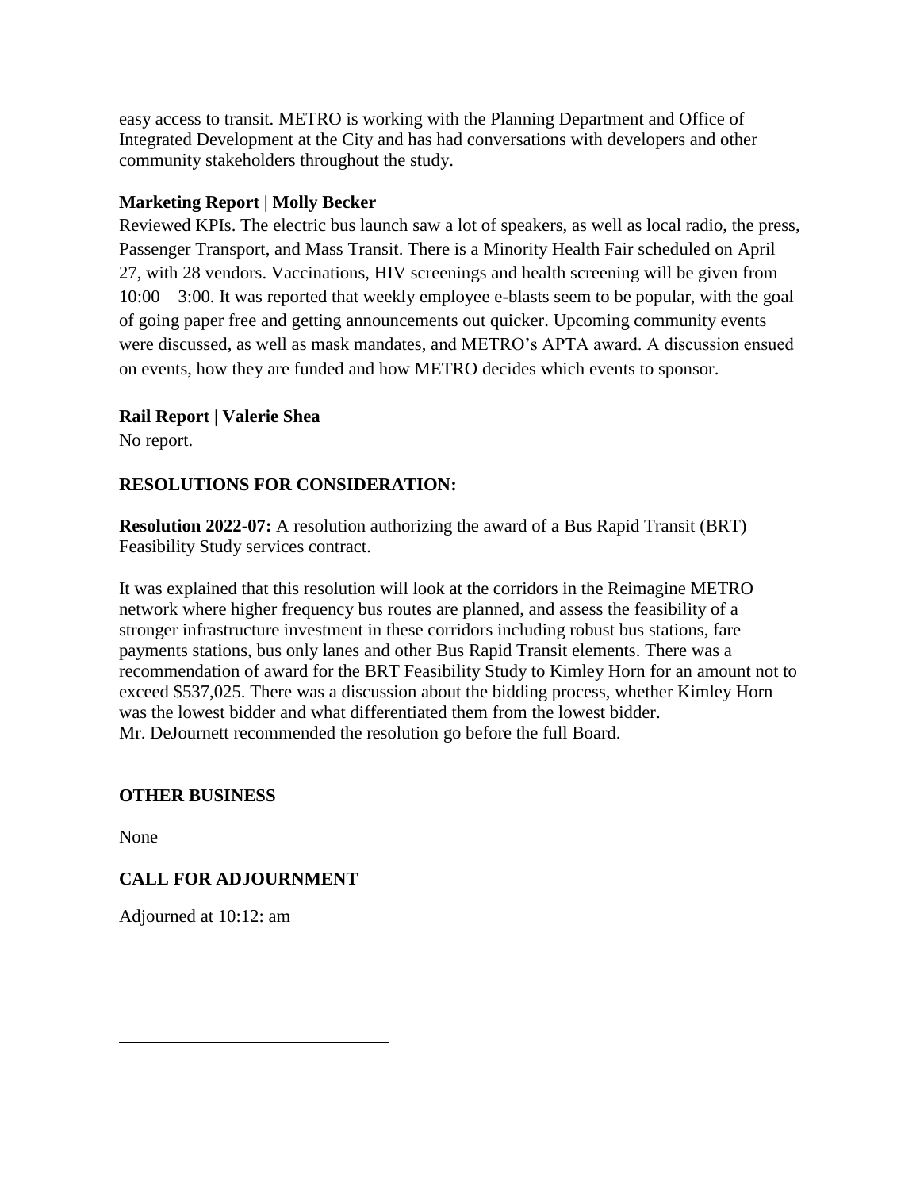easy access to transit. METRO is working with the Planning Department and Office of Integrated Development at the City and has had conversations with developers and other community stakeholders throughout the study.

**Marketing Report | Molly Becker**

Reviewed KPIs. The electric bus launch saw a lot of speakers, as well as local radio, the press, Passenger Transport, and Mass Transit. There is a Minority Health Fair scheduled on April 27, with 28 vendors. Vaccinations, HIV screenings and health screening will be given from 10:00 – 3:00. It was reported that weekly employee e-blasts seem to be popular, with the goal of going paper free and getting announcements out quicker. Upcoming community events were discussed, as well as mask mandates, and METRO's APTA award. A discussion ensued on events, how they are funded and how METRO decides which events to sponsor.

**Rail Report | Valerie Shea**

No report.

**RESOLUTIONS FOR CONSIDERATION:**

**Resolution 2022-07:** A resolution authorizing the award of a Bus Rapid Transit (BRT) Feasibility Study services contract.

It was explained that this resolution will look at the corridors in the Reimagine METRO network where higher frequency bus routes are planned, and assess the feasibility of a stronger infrastructure investment in these corridors including robust bus stations, fare payments stations, bus only lanes and other Bus Rapid Transit elements. There was a recommendation of award for the BRT Feasibility Study to Kimley Horn for an amount not to exceed $537,025. There was a discussion about the bidding process, whether Kimley Horn was the lowest bidder and what differentiated them from the lowest bidder.
Mr. DeJournett recommended the resolution go before the full Board.

**OTHER BUSINESS**

None

**CALL FOR ADJOURNMENT**

Adjourned at 10:12: am

---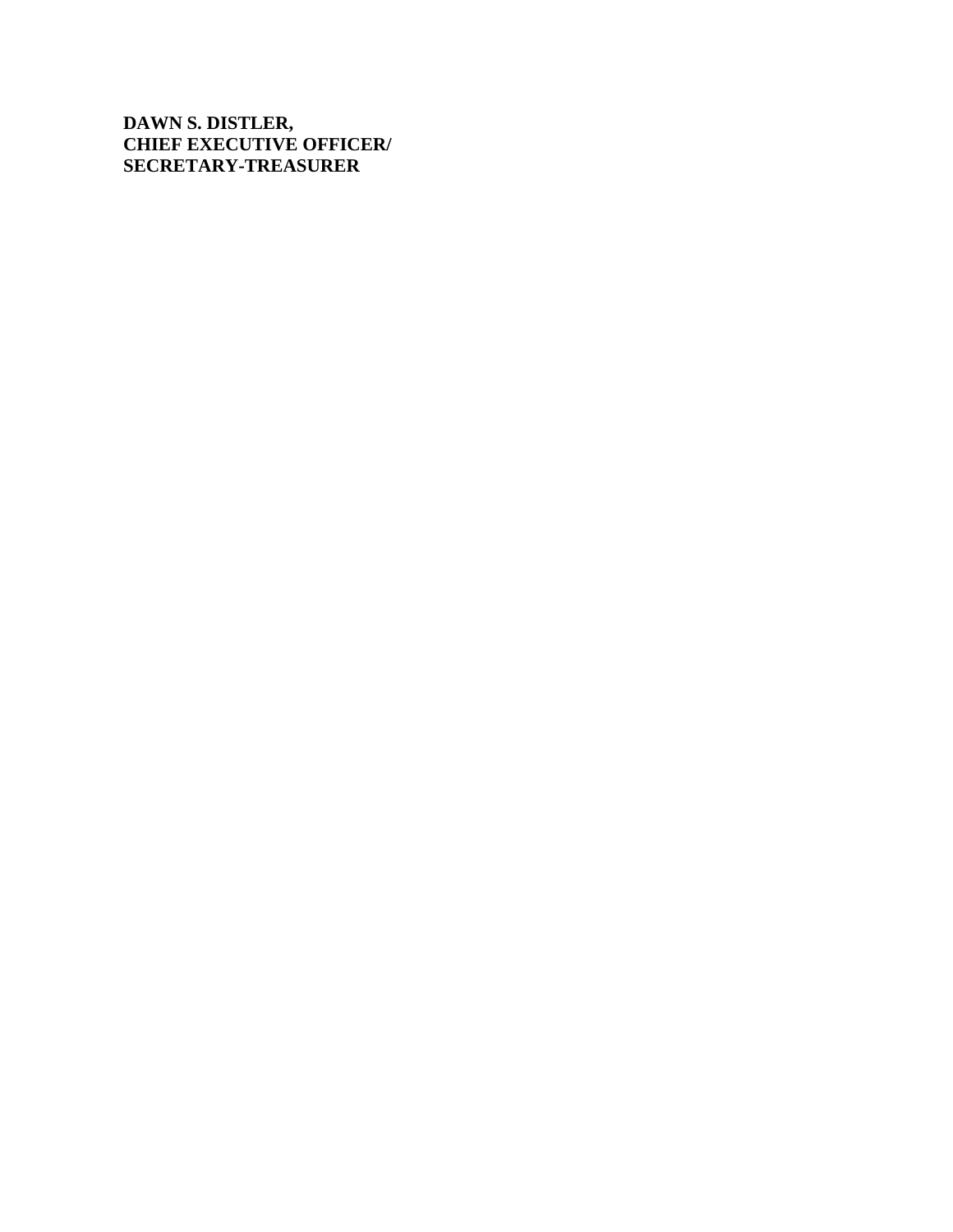**DAWN S. DISTLER,**
**CHIEF EXECUTIVE OFFICER/**
**SECRETARY-TREASURER**